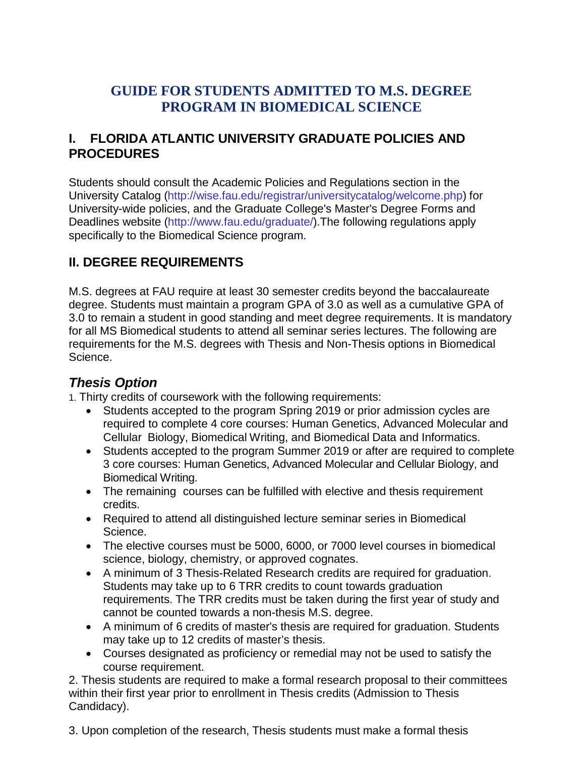# GUIDE FOR STUDENTS ADMITTED TO M.S. DEGREE PROGRAM IN BIOMEDICAL SCIENCE

## I. FLORIDA ATLANTIC UNIVERSITY GRADUATE POLICIES AND PROCEDURES

Students should consult the Academic Policies and Regulations section in the University Catalog (http://wise.fau.edu/registrar/universitycatalog/welcome.php) for University-wide policies, and the Graduate College's Master's Degree Forms and Deadlines website (http://www.fau.edu/graduate/).The following regulations apply specifically to the Biomedical Science program.

## II. DEGREE REQUIREMENTS

M.S. degrees at FAU require at least 30 semester credits beyond the baccalaureate degree. Students must maintain a program GPA of 3.0 as well as a cumulative GPA of 3.0 to remain a student in good standing and meet degree requirements. It is mandatory for all MS Biomedical students to attend all seminar series lectures. The following are requirements for the M.S. degrees with Thesis and Non-Thesis options in Biomedical Science.

### *Thesis Option*

1. Thirty credits of coursework with the following requirements:
   - Students accepted to the program Spring 2019 or prior admission cycles are required to complete 4 core courses: Human Genetics, Advanced Molecular and Cellular Biology, Biomedical Writing, and Biomedical Data and Informatics.
   - Students accepted to the program Summer 2019 or after are required to complete 3 core courses: Human Genetics, Advanced Molecular and Cellular Biology, and Biomedical Writing.
   - The remaining courses can be fulfilled with elective and thesis requirement credits.
   - Required to attend all distinguished lecture seminar series in Biomedical Science.
   - The elective courses must be 5000, 6000, or 7000 level courses in biomedical science, biology, chemistry, or approved cognates.
   - A minimum of 3 Thesis-Related Research credits are required for graduation. Students may take up to 6 TRR credits to count towards graduation requirements. The TRR credits must be taken during the first year of study and cannot be counted towards a non-thesis M.S. degree.
   - A minimum of 6 credits of master's thesis are required for graduation. Students may take up to 12 credits of master's thesis.
   - Courses designated as proficiency or remedial may not be used to satisfy the course requirement.

2. Thesis students are required to make a formal research proposal to their committees within their first year prior to enrollment in Thesis credits (Admission to Thesis Candidacy).

3. Upon completion of the research, Thesis students must make a formal thesis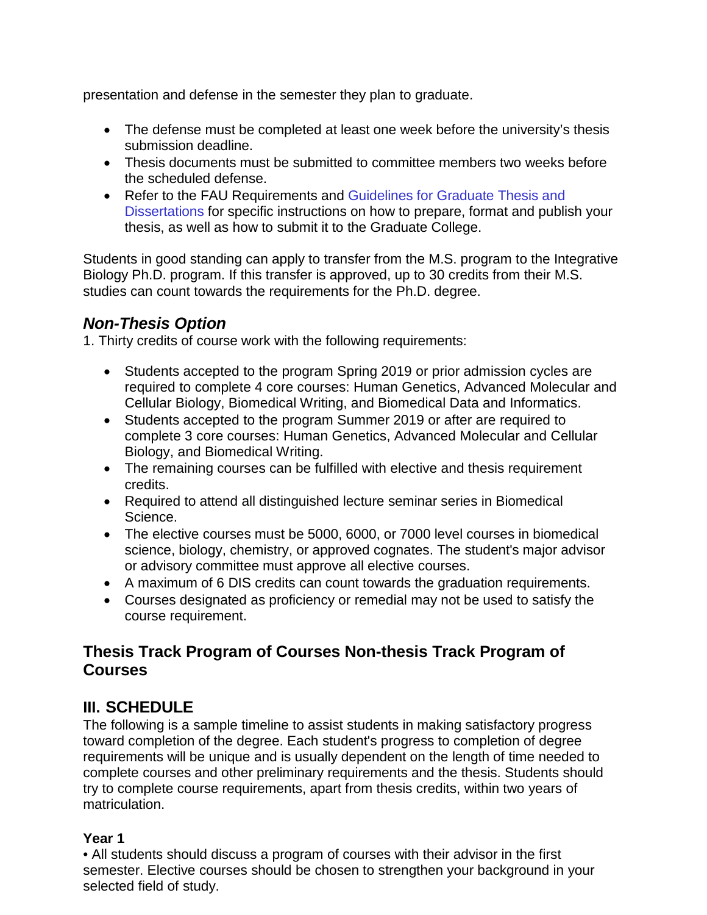presentation and defense in the semester they plan to graduate.

- The defense must be completed at least one week before the university's thesis submission deadline.
- Thesis documents must be submitted to committee members two weeks before the scheduled defense.
- Refer to the FAU Requirements and Guidelines for Graduate Thesis and Dissertations for specific instructions on how to prepare, format and publish your thesis, as well as how to submit it to the Graduate College.

Students in good standing can apply to transfer from the M.S. program to the Integrative Biology Ph.D. program. If this transfer is approved, up to 30 credits from their M.S. studies can count towards the requirements for the Ph.D. degree.

### *Non-Thesis Option*

1. Thirty credits of course work with the following requirements:

- Students accepted to the program Spring 2019 or prior admission cycles are required to complete 4 core courses: Human Genetics, Advanced Molecular and Cellular Biology, Biomedical Writing, and Biomedical Data and Informatics.
- Students accepted to the program Summer 2019 or after are required to complete 3 core courses: Human Genetics, Advanced Molecular and Cellular Biology, and Biomedical Writing.
- The remaining courses can be fulfilled with elective and thesis requirement credits.
- Required to attend all distinguished lecture seminar series in Biomedical Science.
- The elective courses must be 5000, 6000, or 7000 level courses in biomedical science, biology, chemistry, or approved cognates. The student's major advisor or advisory committee must approve all elective courses.
- A maximum of 6 DIS credits can count towards the graduation requirements.
- Courses designated as proficiency or remedial may not be used to satisfy the course requirement.

### Thesis Track Program of Courses Non-thesis Track Program of Courses

## III. SCHEDULE

The following is a sample timeline to assist students in making satisfactory progress toward completion of the degree. Each student's progress to completion of degree requirements will be unique and is usually dependent on the length of time needed to complete courses and other preliminary requirements and the thesis. Students should try to complete course requirements, apart from thesis credits, within two years of matriculation.

**Year 1**

• All students should discuss a program of courses with their advisor in the first semester. Elective courses should be chosen to strengthen your background in your selected field of study.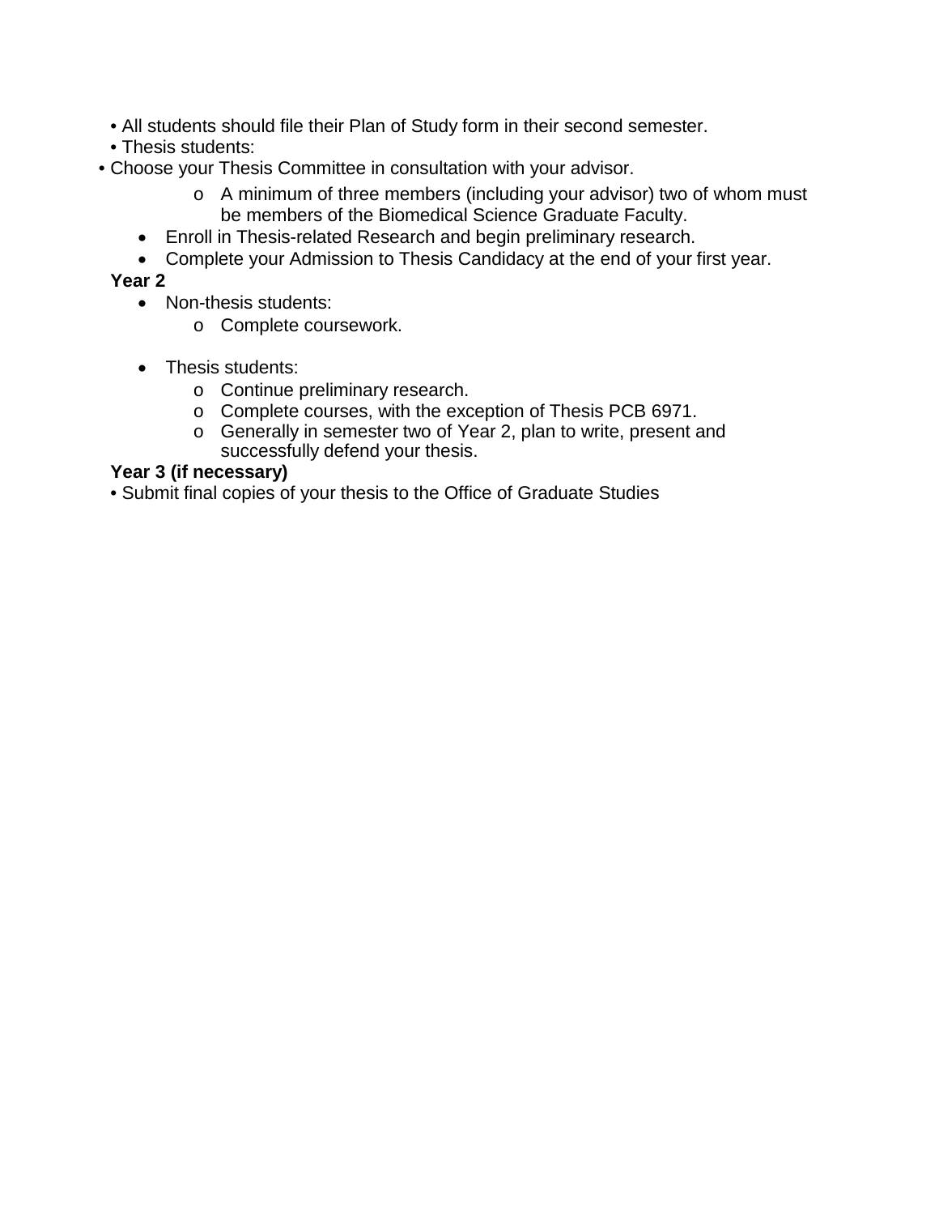- All students should file their Plan of Study form in their second semester.
- Thesis students:
- Choose your Thesis Committee in consultation with your advisor.
  - A minimum of three members (including your advisor) two of whom must be members of the Biomedical Science Graduate Faculty.
- Enroll in Thesis-related Research and begin preliminary research.
- Complete your Admission to Thesis Candidacy at the end of your first year.

**Year 2**

- Non-thesis students:
  - Complete coursework.
- Thesis students:
  - Continue preliminary research.
  - Complete courses, with the exception of Thesis PCB 6971.
  - Generally in semester two of Year 2, plan to write, present and successfully defend your thesis.

**Year 3 (if necessary)**

- Submit final copies of your thesis to the Office of Graduate Studies